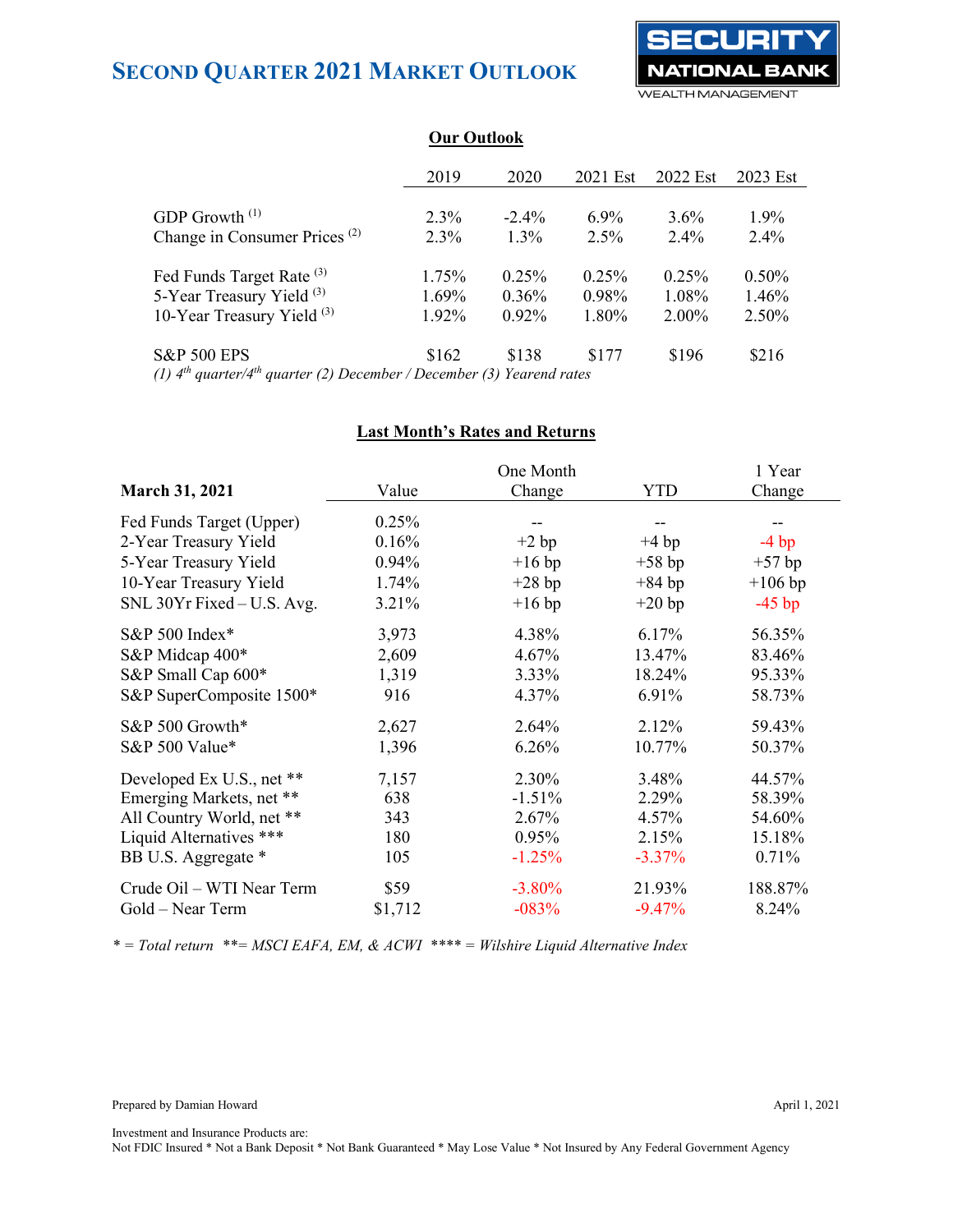# Second Quarter 2021 Market Outlook

SECURITY NATIONAL BANK WEALTH MANAGEMENT

## Our Outlook

| | 2019 | 2020 | 2021 Est | 2022 Est | 2023 Est |
|---|---|---|---|---|---|
| GDP Growth (1) | 2.3% | -2.4% | 6.9% | 3.6% | 1.9% |
| Change in Consumer Prices (2) | 2.3% | 1.3% | 2.5% | 2.4% | 2.4% |
| Fed Funds Target Rate (3) | 1.75% | 0.25% | 0.25% | 0.25% | 0.50% |
| 5-Year Treasury Yield (3) | 1.69% | 0.36% | 0.98% | 1.08% | 1.46% |
| 10-Year Treasury Yield (3) | 1.92% | 0.92% | 1.80% | 2.00% | 2.50% |
| S&P 500 EPS | $162 | $138 | $177 | $196 | $216 |

*(1) 4th quarter/4th quarter (2) December / December (3) Yearend rates*

## Last Month's Rates and Returns

| March 31, 2021 | Value | One Month Change | YTD | 1 Year Change |
|---|---|---|---|---|
| Fed Funds Target (Upper) | 0.25% | -- | -- | -- |
| 2-Year Treasury Yield | 0.16% | +2 bp | +4 bp | -4 bp |
| 5-Year Treasury Yield | 0.94% | +16 bp | +58 bp | +57 bp |
| 10-Year Treasury Yield | 1.74% | +28 bp | +84 bp | +106 bp |
| SNL 30Yr Fixed – U.S. Avg. | 3.21% | +16 bp | +20 bp | -45 bp |
| S&P 500 Index* | 3,973 | 4.38% | 6.17% | 56.35% |
| S&P Midcap 400* | 2,609 | 4.67% | 13.47% | 83.46% |
| S&P Small Cap 600* | 1,319 | 3.33% | 18.24% | 95.33% |
| S&P SuperComposite 1500* | 916 | 4.37% | 6.91% | 58.73% |
| S&P 500 Growth* | 2,627 | 2.64% | 2.12% | 59.43% |
| S&P 500 Value* | 1,396 | 6.26% | 10.77% | 50.37% |
| Developed Ex U.S., net ** | 7,157 | 2.30% | 3.48% | 44.57% |
| Emerging Markets, net ** | 638 | -1.51% | 2.29% | 58.39% |
| All Country World, net ** | 343 | 2.67% | 4.57% | 54.60% |
| Liquid Alternatives *** | 180 | 0.95% | 2.15% | 15.18% |
| BB U.S. Aggregate * | 105 | -1.25% | -3.37% | 0.71% |
| Crude Oil – WTI Near Term | $59 | -3.80% | 21.93% | 188.87% |
| Gold – Near Term | $1,712 | -083% | -9.47% | 8.24% |

*\* = Total return \*\*= MSCI EAFA, EM, & ACWI \*\*\*\* = Wilshire Liquid Alternative Index*

Prepared by Damian Howard

April 1, 2021

Investment and Insurance Products are:
Not FDIC Insured * Not a Bank Deposit * Not Bank Guaranteed * May Lose Value * Not Insured by Any Federal Government Agency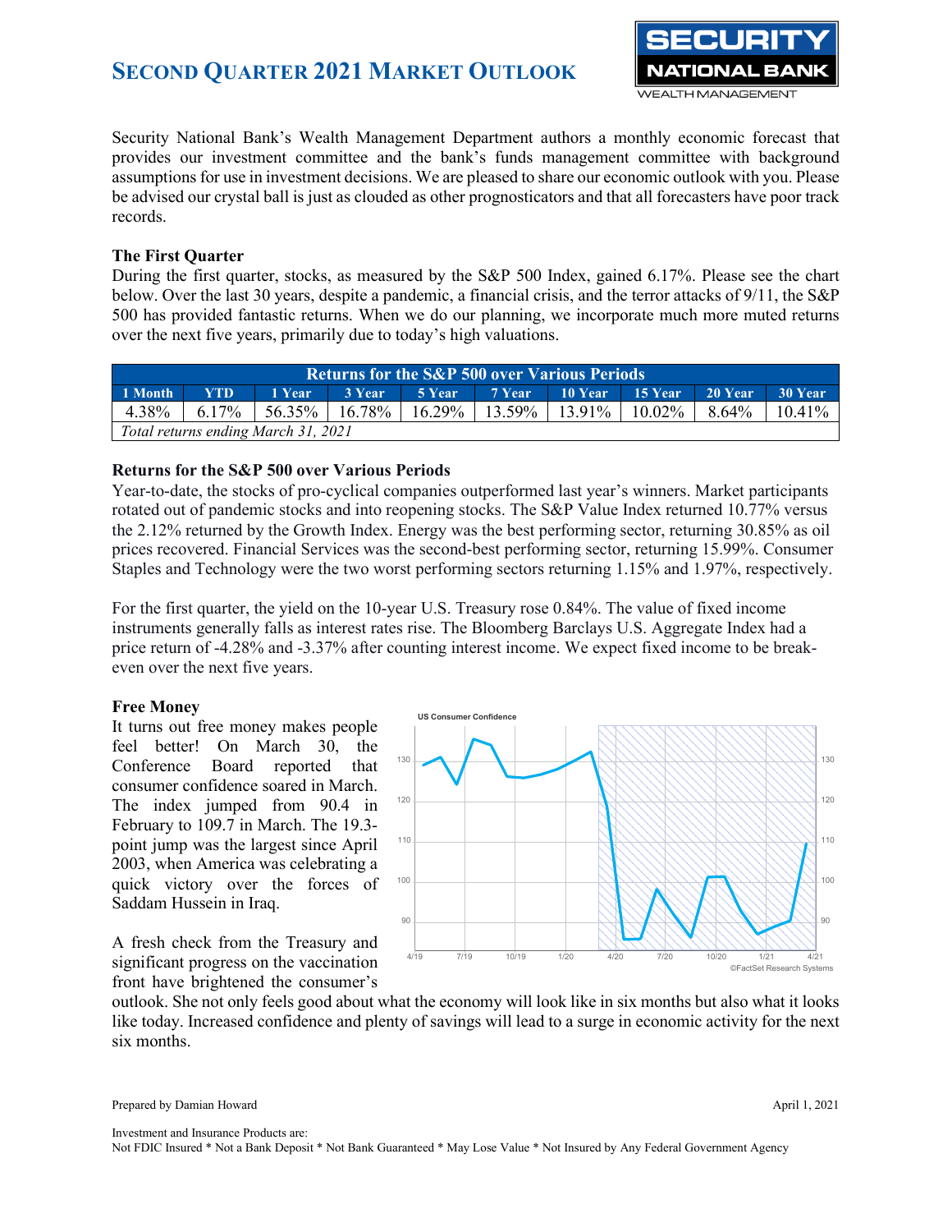# Second Quarter 2021 Market Outlook

Security National Bank's Wealth Management Department authors a monthly economic forecast that provides our investment committee and the bank's funds management committee with background assumptions for use in investment decisions. We are pleased to share our economic outlook with you. Please be advised our crystal ball is just as clouded as other prognosticators and that all forecasters have poor track records.

### The First Quarter

During the first quarter, stocks, as measured by the S&P 500 Index, gained 6.17%. Please see the chart below. Over the last 30 years, despite a pandemic, a financial crisis, and the terror attacks of 9/11, the S&P 500 has provided fantastic returns. When we do our planning, we incorporate much more muted returns over the next five years, primarily due to today's high valuations.

| Returns for the S&P 500 over Various Periods | | | | | | | | | |
|---|---|---|---|---|---|---|---|---|---|
| 1 Month | YTD | 1 Year | 3 Year | 5 Year | 7 Year | 10 Year | 15 Year | 20 Year | 30 Year |
| 4.38% | 6.17% | 56.35% | 16.78% | 16.29% | 13.59% | 13.91% | 10.02% | 8.64% | 10.41% |
| *Total returns ending March 31, 2021* | | | | | | | | | |

### Returns for the S&P 500 over Various Periods

Year-to-date, the stocks of pro-cyclical companies outperformed last year's winners. Market participants rotated out of pandemic stocks and into reopening stocks. The S&P Value Index returned 10.77% versus the 2.12% returned by the Growth Index. Energy was the best performing sector, returning 30.85% as oil prices recovered. Financial Services was the second-best performing sector, returning 15.99%. Consumer Staples and Technology were the two worst performing sectors returning 1.15% and 1.97%, respectively.

For the first quarter, the yield on the 10-year U.S. Treasury rose 0.84%. The value of fixed income instruments generally falls as interest rates rise. The Bloomberg Barclays U.S. Aggregate Index had a price return of -4.28% and -3.37% after counting interest income. We expect fixed income to be break-even over the next five years.

### Free Money

It turns out free money makes people feel better! On March 30, the Conference Board reported that consumer confidence soared in March. The index jumped from 90.4 in February to 109.7 in March. The 19.3-point jump was the largest since April 2003, when America was celebrating a quick victory over the forces of Saddam Hussein in Iraq.

A fresh check from the Treasury and significant progress on the vaccination front have brightened the consumer's outlook. She not only feels good about what the economy will look like in six months but also what it looks like today. Increased confidence and plenty of savings will lead to a surge in economic activity for the next six months.

Prepared by Damian Howard

April 1, 2021

Investment and Insurance Products are:
Not FDIC Insured * Not a Bank Deposit * Not Bank Guaranteed * May Lose Value * Not Insured by Any Federal Government Agency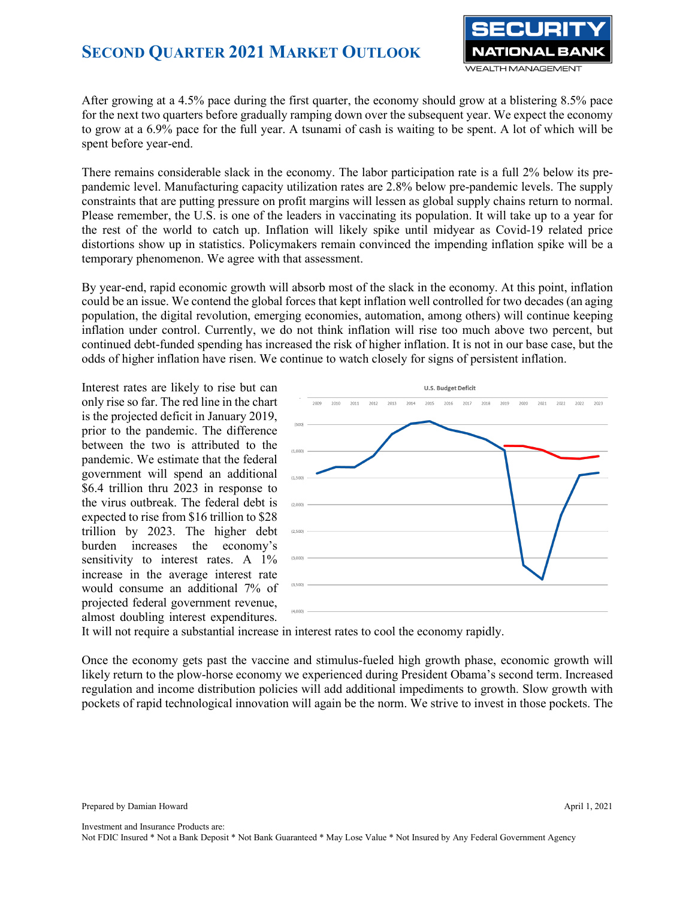# Second Quarter 2021 Market Outlook

After growing at a 4.5% pace during the first quarter, the economy should grow at a blistering 8.5% pace for the next two quarters before gradually ramping down over the subsequent year. We expect the economy to grow at a 6.9% pace for the full year. A tsunami of cash is waiting to be spent. A lot of which will be spent before year-end.

There remains considerable slack in the economy. The labor participation rate is a full 2% below its pre-pandemic level. Manufacturing capacity utilization rates are 2.8% below pre-pandemic levels. The supply constraints that are putting pressure on profit margins will lessen as global supply chains return to normal. Please remember, the U.S. is one of the leaders in vaccinating its population. It will take up to a year for the rest of the world to catch up. Inflation will likely spike until midyear as Covid-19 related price distortions show up in statistics. Policymakers remain convinced the impending inflation spike will be a temporary phenomenon. We agree with that assessment.

By year-end, rapid economic growth will absorb most of the slack in the economy. At this point, inflation could be an issue. We contend the global forces that kept inflation well controlled for two decades (an aging population, the digital revolution, emerging economies, automation, among others) will continue keeping inflation under control. Currently, we do not think inflation will rise too much above two percent, but continued debt-funded spending has increased the risk of higher inflation. It is not in our base case, but the odds of higher inflation have risen. We continue to watch closely for signs of persistent inflation.

Interest rates are likely to rise but can only rise so far. The red line in the chart is the projected deficit in January 2019, prior to the pandemic. The difference between the two is attributed to the pandemic. We estimate that the federal government will spend an additional $6.4 trillion thru 2023 in response to the virus outbreak. The federal debt is expected to rise from $16 trillion to $28 trillion by 2023. The higher debt burden increases the economy's sensitivity to interest rates. A 1% increase in the average interest rate would consume an additional 7% of projected federal government revenue, almost doubling interest expenditures. It will not require a substantial increase in interest rates to cool the economy rapidly.

Once the economy gets past the vaccine and stimulus-fueled high growth phase, economic growth will likely return to the plow-horse economy we experienced during President Obama's second term. Increased regulation and income distribution policies will add additional impediments to growth. Slow growth with pockets of rapid technological innovation will again be the norm. We strive to invest in those pockets. The

Prepared by Damian Howard

April 1, 2021

Investment and Insurance Products are:
Not FDIC Insured * Not a Bank Deposit * Not Bank Guaranteed * May Lose Value * Not Insured by Any Federal Government Agency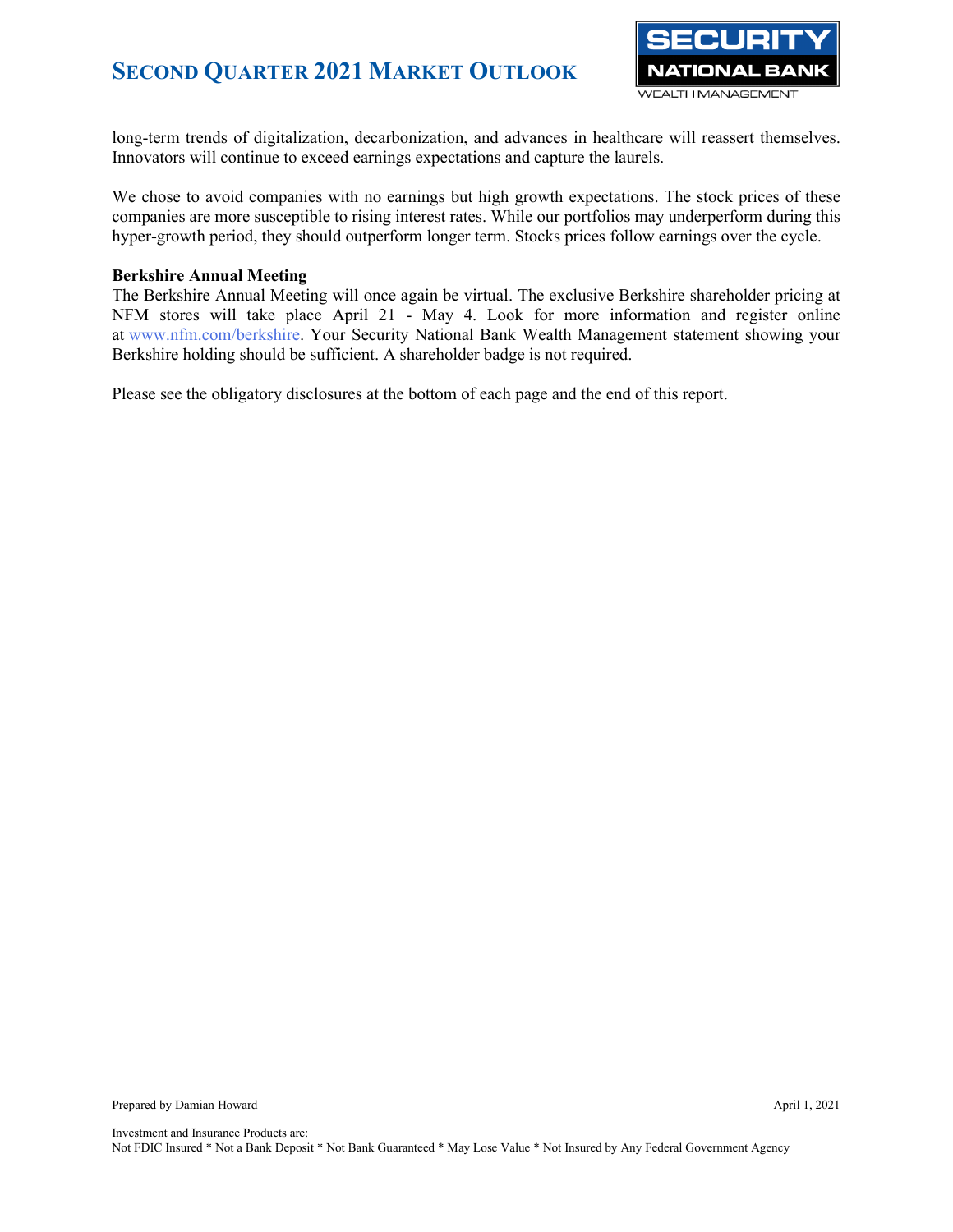long-term trends of digitalization, decarbonization, and advances in healthcare will reassert themselves. Innovators will continue to exceed earnings expectations and capture the laurels.

We chose to avoid companies with no earnings but high growth expectations. The stock prices of these companies are more susceptible to rising interest rates. While our portfolios may underperform during this hyper-growth period, they should outperform longer term. Stocks prices follow earnings over the cycle.

**Berkshire Annual Meeting**

The Berkshire Annual Meeting will once again be virtual. The exclusive Berkshire shareholder pricing at NFM stores will take place April 21 - May 4. Look for more information and register online at [www.nfm.com/berkshire](http://www.nfm.com/berkshire). Your Security National Bank Wealth Management statement showing your Berkshire holding should be sufficient. A shareholder badge is not required.

Please see the obligatory disclosures at the bottom of each page and the end of this report.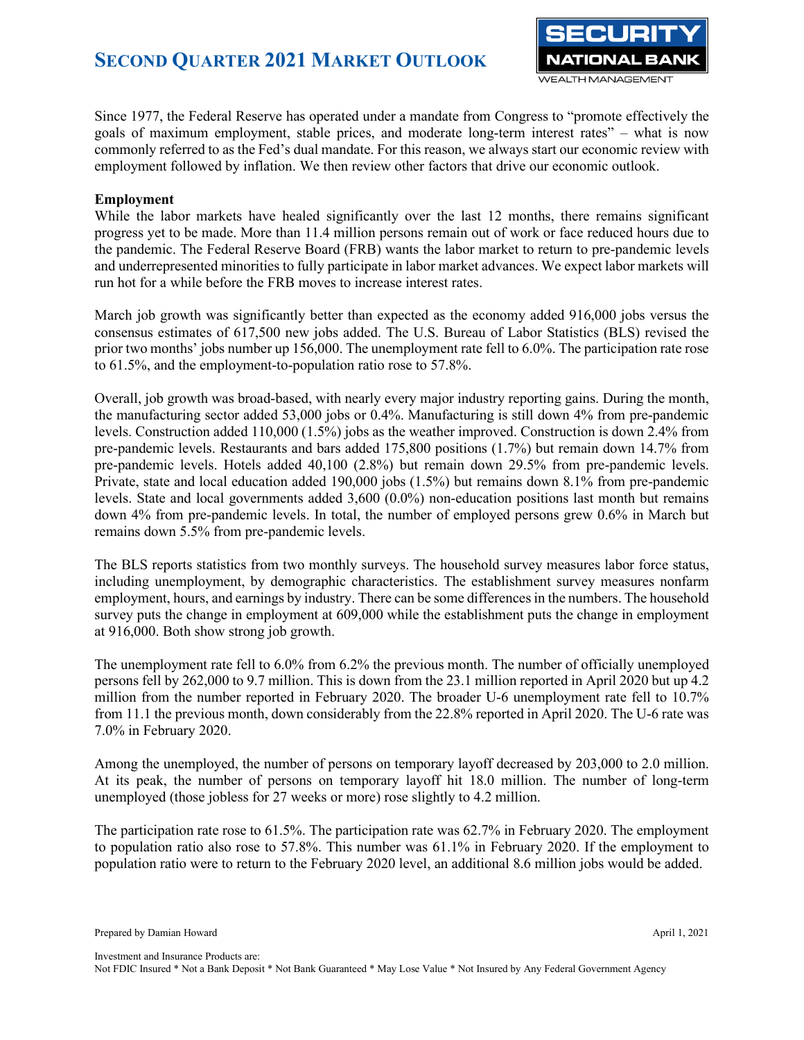Since 1977, the Federal Reserve has operated under a mandate from Congress to "promote effectively the goals of maximum employment, stable prices, and moderate long-term interest rates" – what is now commonly referred to as the Fed's dual mandate. For this reason, we always start our economic review with employment followed by inflation. We then review other factors that drive our economic outlook.

**Employment**

While the labor markets have healed significantly over the last 12 months, there remains significant progress yet to be made. More than 11.4 million persons remain out of work or face reduced hours due to the pandemic. The Federal Reserve Board (FRB) wants the labor market to return to pre-pandemic levels and underrepresented minorities to fully participate in labor market advances. We expect labor markets will run hot for a while before the FRB moves to increase interest rates.

March job growth was significantly better than expected as the economy added 916,000 jobs versus the consensus estimates of 617,500 new jobs added. The U.S. Bureau of Labor Statistics (BLS) revised the prior two months' jobs number up 156,000. The unemployment rate fell to 6.0%. The participation rate rose to 61.5%, and the employment-to-population ratio rose to 57.8%.

Overall, job growth was broad-based, with nearly every major industry reporting gains. During the month, the manufacturing sector added 53,000 jobs or 0.4%. Manufacturing is still down 4% from pre-pandemic levels. Construction added 110,000 (1.5%) jobs as the weather improved. Construction is down 2.4% from pre-pandemic levels. Restaurants and bars added 175,800 positions (1.7%) but remain down 14.7% from pre-pandemic levels. Hotels added 40,100 (2.8%) but remain down 29.5% from pre-pandemic levels. Private, state and local education added 190,000 jobs (1.5%) but remains down 8.1% from pre-pandemic levels. State and local governments added 3,600 (0.0%) non-education positions last month but remains down 4% from pre-pandemic levels. In total, the number of employed persons grew 0.6% in March but remains down 5.5% from pre-pandemic levels.

The BLS reports statistics from two monthly surveys. The household survey measures labor force status, including unemployment, by demographic characteristics. The establishment survey measures nonfarm employment, hours, and earnings by industry. There can be some differences in the numbers. The household survey puts the change in employment at 609,000 while the establishment puts the change in employment at 916,000. Both show strong job growth.

The unemployment rate fell to 6.0% from 6.2% the previous month. The number of officially unemployed persons fell by 262,000 to 9.7 million. This is down from the 23.1 million reported in April 2020 but up 4.2 million from the number reported in February 2020. The broader U-6 unemployment rate fell to 10.7% from 11.1 the previous month, down considerably from the 22.8% reported in April 2020. The U-6 rate was 7.0% in February 2020.

Among the unemployed, the number of persons on temporary layoff decreased by 203,000 to 2.0 million. At its peak, the number of persons on temporary layoff hit 18.0 million. The number of long-term unemployed (those jobless for 27 weeks or more) rose slightly to 4.2 million.

The participation rate rose to 61.5%. The participation rate was 62.7% in February 2020. The employment to population ratio also rose to 57.8%. This number was 61.1% in February 2020. If the employment to population ratio were to return to the February 2020 level, an additional 8.6 million jobs would be added.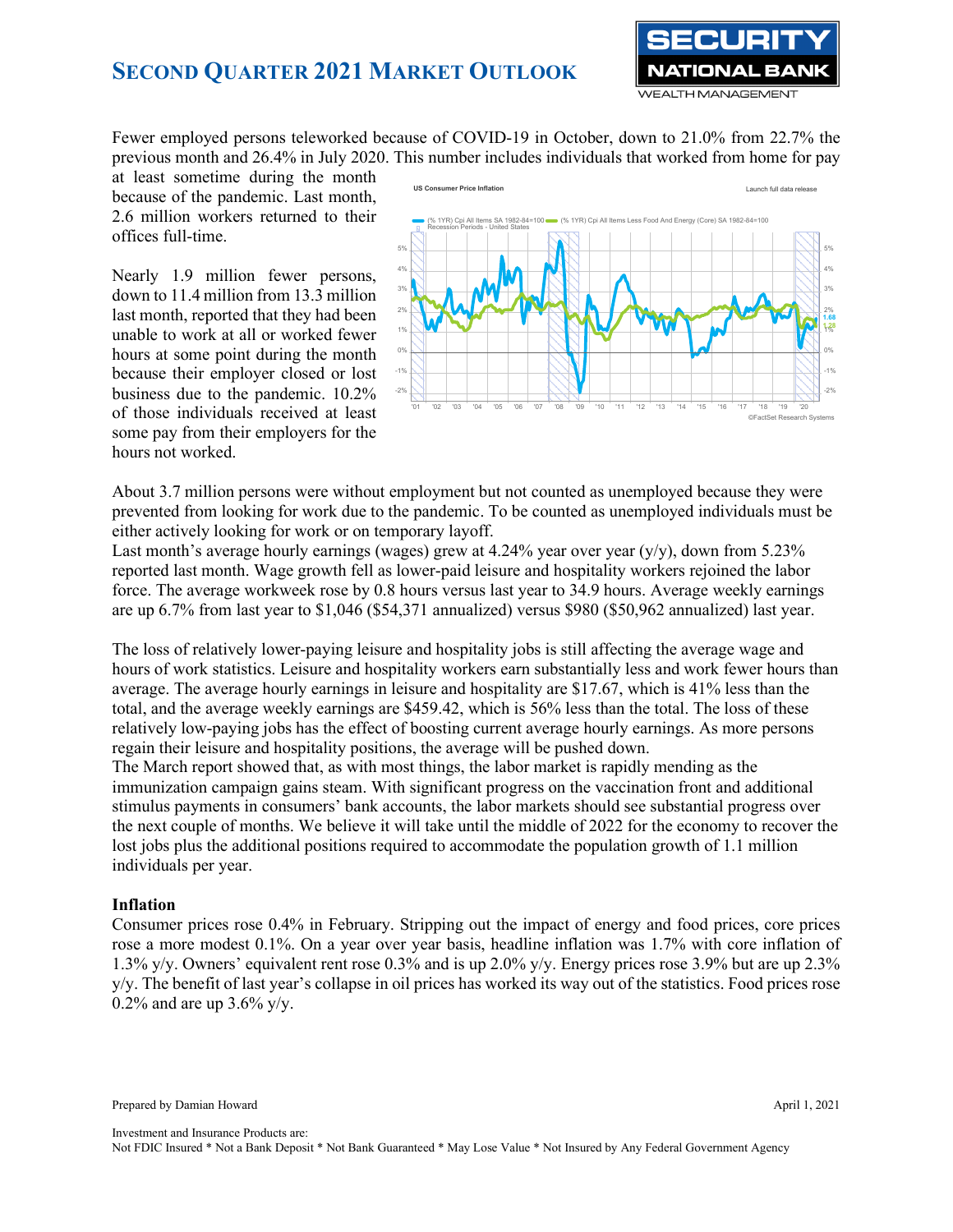Fewer employed persons teleworked because of COVID-19 in October, down to 21.0% from 22.7% the previous month and 26.4% in July 2020. This number includes individuals that worked from home for pay at least sometime during the month because of the pandemic. Last month, 2.6 million workers returned to their offices full-time.

Nearly 1.9 million fewer persons, down to 11.4 million from 13.3 million last month, reported that they had been unable to work at all or worked fewer hours at some point during the month because their employer closed or lost business due to the pandemic. 10.2% of those individuals received at least some pay from their employers for the hours not worked.

About 3.7 million persons were without employment but not counted as unemployed because they were prevented from looking for work due to the pandemic. To be counted as unemployed individuals must be either actively looking for work or on temporary layoff.

Last month's average hourly earnings (wages) grew at 4.24% year over year (y/y), down from 5.23% reported last month. Wage growth fell as lower-paid leisure and hospitality workers rejoined the labor force. The average workweek rose by 0.8 hours versus last year to 34.9 hours. Average weekly earnings are up 6.7% from last year to $1,046 ($54,371 annualized) versus $980 ($50,962 annualized) last year.

The loss of relatively lower-paying leisure and hospitality jobs is still affecting the average wage and hours of work statistics. Leisure and hospitality workers earn substantially less and work fewer hours than average. The average hourly earnings in leisure and hospitality are $17.67, which is 41% less than the total, and the average weekly earnings are $459.42, which is 56% less than the total. The loss of these relatively low-paying jobs has the effect of boosting current average hourly earnings. As more persons regain their leisure and hospitality positions, the average will be pushed down.

The March report showed that, as with most things, the labor market is rapidly mending as the immunization campaign gains steam. With significant progress on the vaccination front and additional stimulus payments in consumers' bank accounts, the labor markets should see substantial progress over the next couple of months. We believe it will take until the middle of 2022 for the economy to recover the lost jobs plus the additional positions required to accommodate the population growth of 1.1 million individuals per year.

### Inflation

Consumer prices rose 0.4% in February. Stripping out the impact of energy and food prices, core prices rose a more modest 0.1%. On a year over year basis, headline inflation was 1.7% with core inflation of 1.3% y/y. Owners' equivalent rent rose 0.3% and is up 2.0% y/y. Energy prices rose 3.9% but are up 2.3% y/y. The benefit of last year's collapse in oil prices has worked its way out of the statistics. Food prices rose 0.2% and are up 3.6% y/y.

Prepared by Damian Howard

April 1, 2021

Investment and Insurance Products are:
Not FDIC Insured * Not a Bank Deposit * Not Bank Guaranteed * May Lose Value * Not Insured by Any Federal Government Agency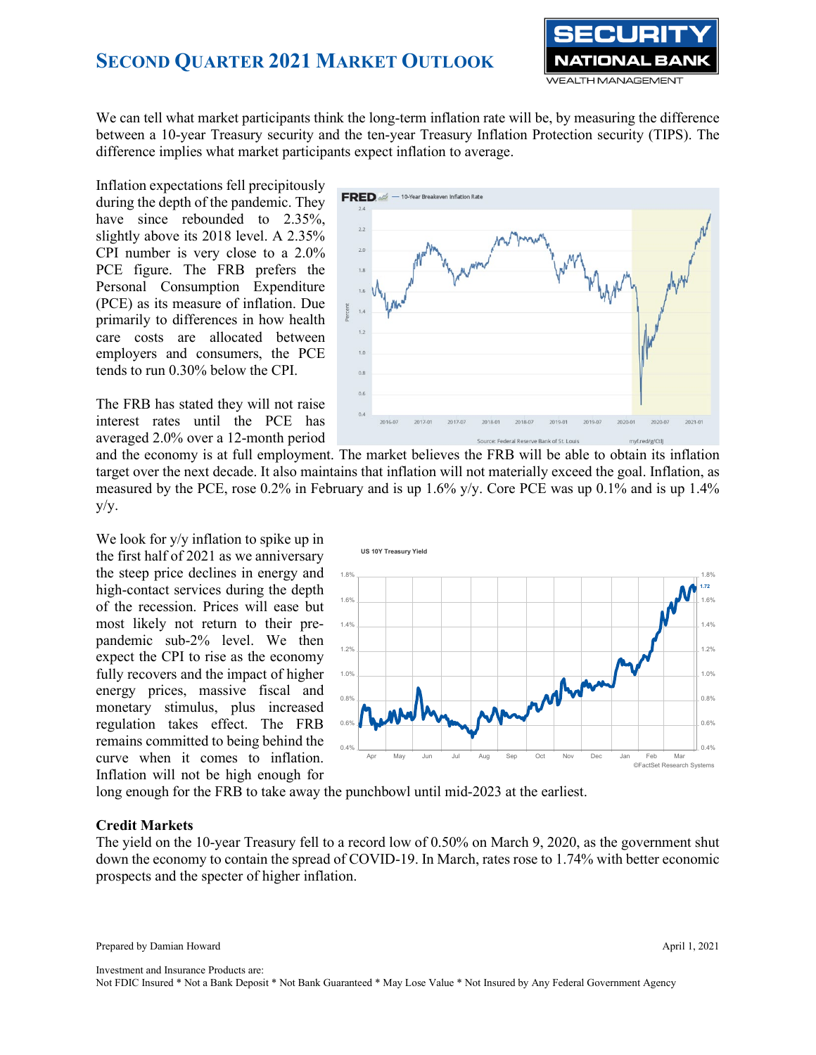We can tell what market participants think the long-term inflation rate will be, by measuring the difference between a 10-year Treasury security and the ten-year Treasury Inflation Protection security (TIPS). The difference implies what market participants expect inflation to average.

Inflation expectations fell precipitously during the depth of the pandemic. They have since rebounded to 2.35%, slightly above its 2018 level. A 2.35% CPI number is very close to a 2.0% PCE figure. The FRB prefers the Personal Consumption Expenditure (PCE) as its measure of inflation. Due primarily to differences in how health care costs are allocated between employers and consumers, the PCE tends to run 0.30% below the CPI.

The FRB has stated they will not raise interest rates until the PCE has averaged 2.0% over a 12-month period and the economy is at full employment. The market believes the FRB will be able to obtain its inflation target over the next decade. It also maintains that inflation will not materially exceed the goal. Inflation, as measured by the PCE, rose 0.2% in February and is up 1.6% y/y. Core PCE was up 0.1% and is up 1.4% y/y.

We look for y/y inflation to spike up in the first half of 2021 as we anniversary the steep price declines in energy and high-contact services during the depth of the recession. Prices will ease but most likely not return to their pre-pandemic sub-2% level. We then expect the CPI to rise as the economy fully recovers and the impact of higher energy prices, massive fiscal and monetary stimulus, plus increased regulation takes effect. The FRB remains committed to being behind the curve when it comes to inflation. Inflation will not be high enough for long enough for the FRB to take away the punchbowl until mid-2023 at the earliest.

### Credit Markets

The yield on the 10-year Treasury fell to a record low of 0.50% on March 9, 2020, as the government shut down the economy to contain the spread of COVID-19. In March, rates rose to 1.74% with better economic prospects and the specter of higher inflation.

Prepared by Damian Howard

April 1, 2021

Investment and Insurance Products are:
Not FDIC Insured * Not a Bank Deposit * Not Bank Guaranteed * May Lose Value * Not Insured by Any Federal Government Agency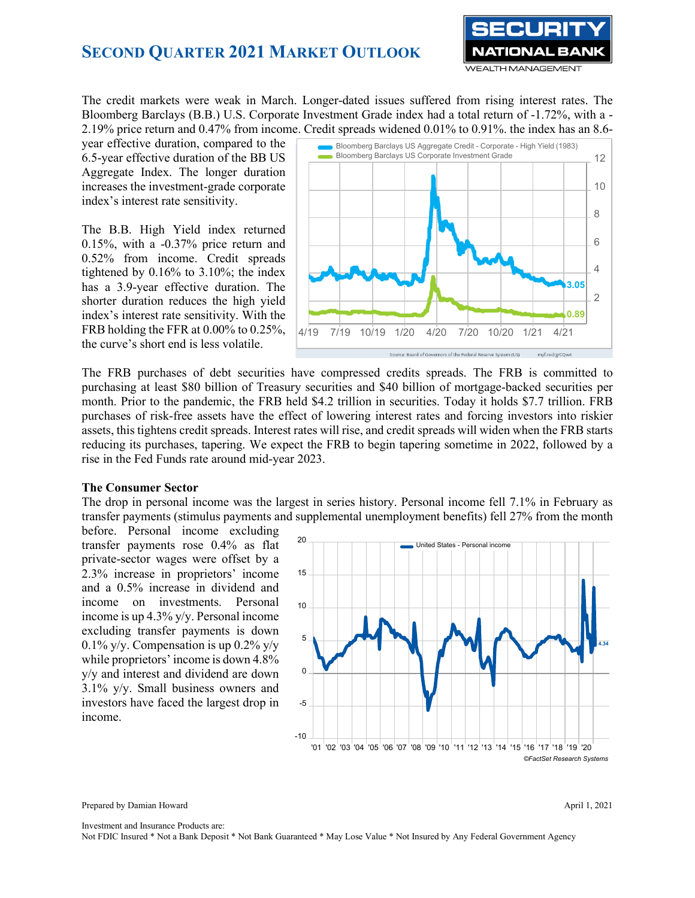The credit markets were weak in March. Longer-dated issues suffered from rising interest rates. The Bloomberg Barclays (B.B.) U.S. Corporate Investment Grade index had a total return of -1.72%, with a -2.19% price return and 0.47% from income. Credit spreads widened 0.01% to 0.91%. the index has an 8.6-year effective duration, compared to the 6.5-year effective duration of the BB US Aggregate Index. The longer duration increases the investment-grade corporate index's interest rate sensitivity.

The B.B. High Yield index returned 0.15%, with a -0.37% price return and 0.52% from income. Credit spreads tightened by 0.16% to 3.10%; the index has a 3.9-year effective duration. The shorter duration reduces the high yield index's interest rate sensitivity. With the FRB holding the FFR at 0.00% to 0.25%, the curve's short end is less volatile.

The FRB purchases of debt securities have compressed credits spreads. The FRB is committed to purchasing at least $80 billion of Treasury securities and $40 billion of mortgage-backed securities per month. Prior to the pandemic, the FRB held $4.2 trillion in securities. Today it holds $7.7 trillion. FRB purchases of risk-free assets have the effect of lowering interest rates and forcing investors into riskier assets, this tightens credit spreads. Interest rates will rise, and credit spreads will widen when the FRB starts reducing its purchases, tapering. We expect the FRB to begin tapering sometime in 2022, followed by a rise in the Fed Funds rate around mid-year 2023.

### The Consumer Sector

The drop in personal income was the largest in series history. Personal income fell 7.1% in February as transfer payments (stimulus payments and supplemental unemployment benefits) fell 27% from the month before. Personal income excluding transfer payments rose 0.4% as flat private-sector wages were offset by a 2.3% increase in proprietors' income and a 0.5% increase in dividend and income on investments. Personal income is up 4.3% y/y. Personal income excluding transfer payments is down 0.1% y/y. Compensation is up 0.2% y/y while proprietors' income is down 4.8% y/y and interest and dividend are down 3.1% y/y. Small business owners and investors have faced the largest drop in income.

Prepared by Damian Howard

April 1, 2021

Investment and Insurance Products are:
Not FDIC Insured * Not a Bank Deposit * Not Bank Guaranteed * May Lose Value * Not Insured by Any Federal Government Agency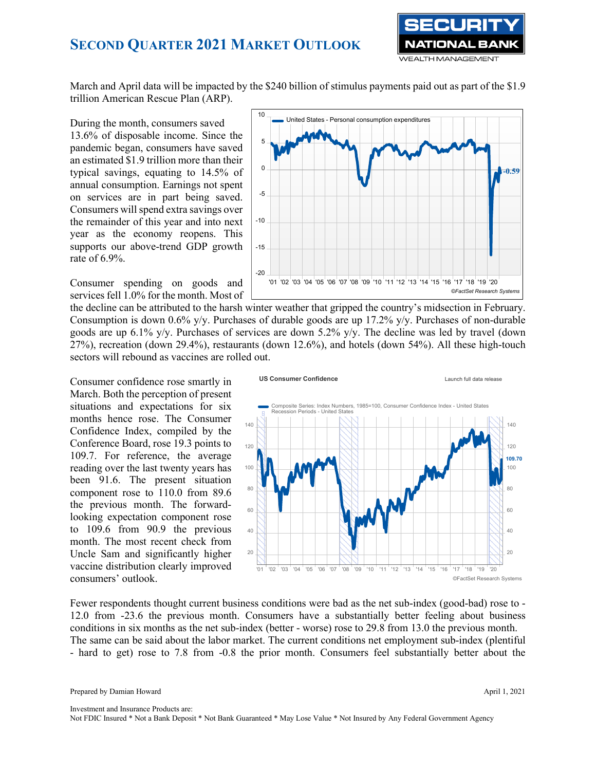March and April data will be impacted by the $240 billion of stimulus payments paid out as part of the $1.9 trillion American Rescue Plan (ARP).

During the month, consumers saved 13.6% of disposable income. Since the pandemic began, consumers have saved an estimated $1.9 trillion more than their typical savings, equating to 14.5% of annual consumption. Earnings not spent on services are in part being saved. Consumers will spend extra savings over the remainder of this year and into next year as the economy reopens. This supports our above-trend GDP growth rate of 6.9%.

Consumer spending on goods and services fell 1.0% for the month. Most of the decline can be attributed to the harsh winter weather that gripped the country's midsection in February. Consumption is down 0.6% y/y. Purchases of durable goods are up 17.2% y/y. Purchases of non-durable goods are up 6.1% y/y. Purchases of services are down 5.2% y/y. The decline was led by travel (down 27%), recreation (down 29.4%), restaurants (down 12.6%), and hotels (down 54%). All these high-touch sectors will rebound as vaccines are rolled out.

Consumer confidence rose smartly in March. Both the perception of present situations and expectations for six months hence rose. The Consumer Confidence Index, compiled by the Conference Board, rose 19.3 points to 109.7. For reference, the average reading over the last twenty years has been 91.6. The present situation component rose to 110.0 from 89.6 the previous month. The forward-looking expectation component rose to 109.6 from 90.9 the previous month. The most recent check from Uncle Sam and significantly higher vaccine distribution clearly improved consumers' outlook.

Fewer respondents thought current business conditions were bad as the net sub-index (good-bad) rose to -12.0 from -23.6 the previous month. Consumers have a substantially better feeling about business conditions in six months as the net sub-index (better - worse) rose to 29.8 from 13.0 the previous month. The same can be said about the labor market. The current conditions net employment sub-index (plentiful - hard to get) rose to 7.8 from -0.8 the prior month. Consumers feel substantially better about the

Prepared by Damian Howard

April 1, 2021

Investment and Insurance Products are:
Not FDIC Insured * Not a Bank Deposit * Not Bank Guaranteed * May Lose Value * Not Insured by Any Federal Government Agency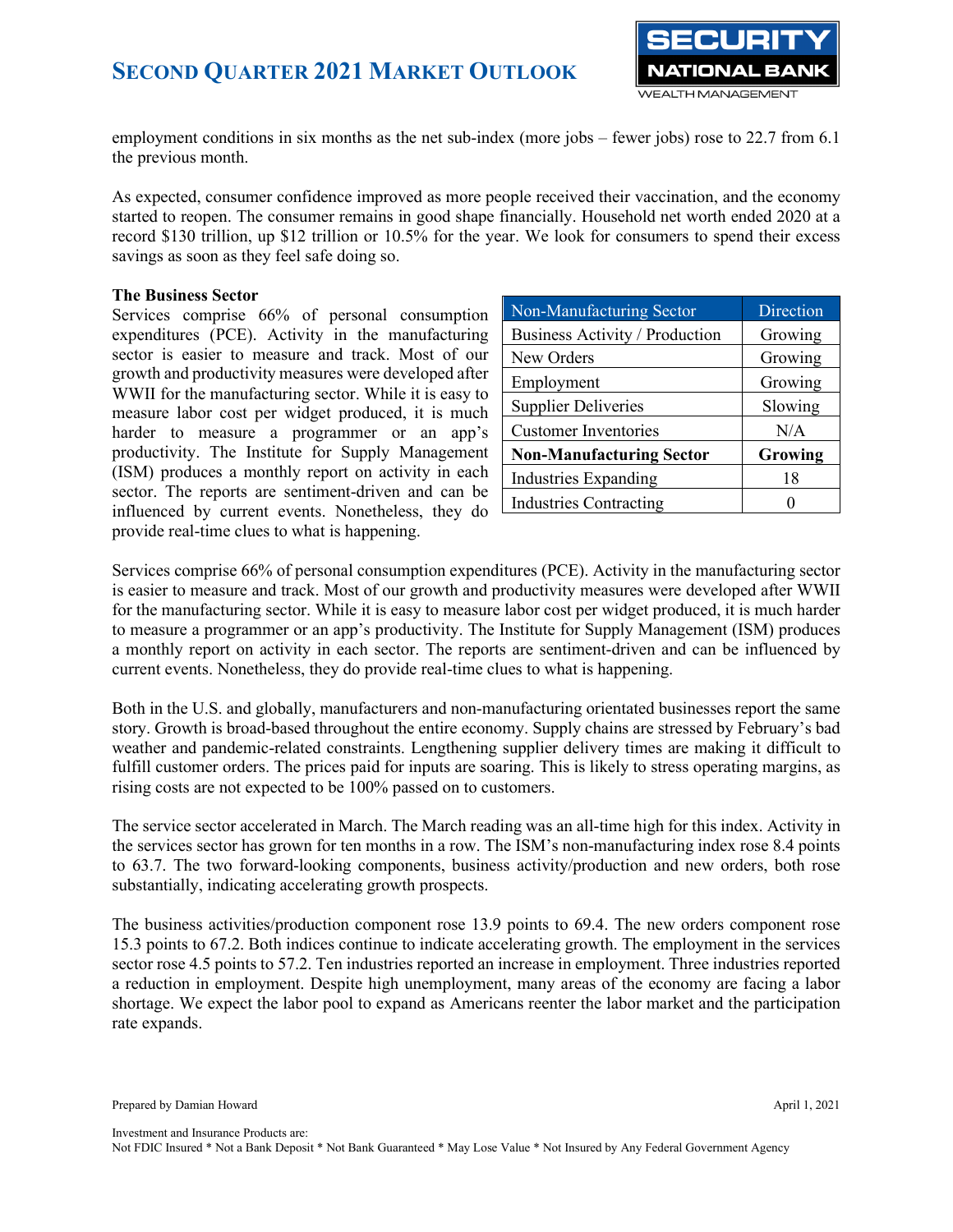employment conditions in six months as the net sub-index (more jobs – fewer jobs) rose to 22.7 from 6.1 the previous month.

As expected, consumer confidence improved as more people received their vaccination, and the economy started to reopen. The consumer remains in good shape financially. Household net worth ended 2020 at a record $130 trillion, up $12 trillion or 10.5% for the year. We look for consumers to spend their excess savings as soon as they feel safe doing so.

**The Business Sector**

Services comprise 66% of personal consumption expenditures (PCE). Activity in the manufacturing sector is easier to measure and track. Most of our growth and productivity measures were developed after WWII for the manufacturing sector. While it is easy to measure labor cost per widget produced, it is much harder to measure a programmer or an app's productivity. The Institute for Supply Management (ISM) produces a monthly report on activity in each sector. The reports are sentiment-driven and can be influenced by current events. Nonetheless, they do provide real-time clues to what is happening.

| Non-Manufacturing Sector | Direction |
|---|---|
| Business Activity / Production | Growing |
| New Orders | Growing |
| Employment | Growing |
| Supplier Deliveries | Slowing |
| Customer Inventories | N/A |
| **Non-Manufacturing Sector** | **Growing** |
| Industries Expanding | 18 |
| Industries Contracting | 0 |

Services comprise 66% of personal consumption expenditures (PCE). Activity in the manufacturing sector is easier to measure and track. Most of our growth and productivity measures were developed after WWII for the manufacturing sector. While it is easy to measure labor cost per widget produced, it is much harder to measure a programmer or an app's productivity. The Institute for Supply Management (ISM) produces a monthly report on activity in each sector. The reports are sentiment-driven and can be influenced by current events. Nonetheless, they do provide real-time clues to what is happening.

Both in the U.S. and globally, manufacturers and non-manufacturing orientated businesses report the same story. Growth is broad-based throughout the entire economy. Supply chains are stressed by February's bad weather and pandemic-related constraints. Lengthening supplier delivery times are making it difficult to fulfill customer orders. The prices paid for inputs are soaring. This is likely to stress operating margins, as rising costs are not expected to be 100% passed on to customers.

The service sector accelerated in March. The March reading was an all-time high for this index. Activity in the services sector has grown for ten months in a row. The ISM's non-manufacturing index rose 8.4 points to 63.7. The two forward-looking components, business activity/production and new orders, both rose substantially, indicating accelerating growth prospects.

The business activities/production component rose 13.9 points to 69.4. The new orders component rose 15.3 points to 67.2. Both indices continue to indicate accelerating growth. The employment in the services sector rose 4.5 points to 57.2. Ten industries reported an increase in employment. Three industries reported a reduction in employment. Despite high unemployment, many areas of the economy are facing a labor shortage. We expect the labor pool to expand as Americans reenter the labor market and the participation rate expands.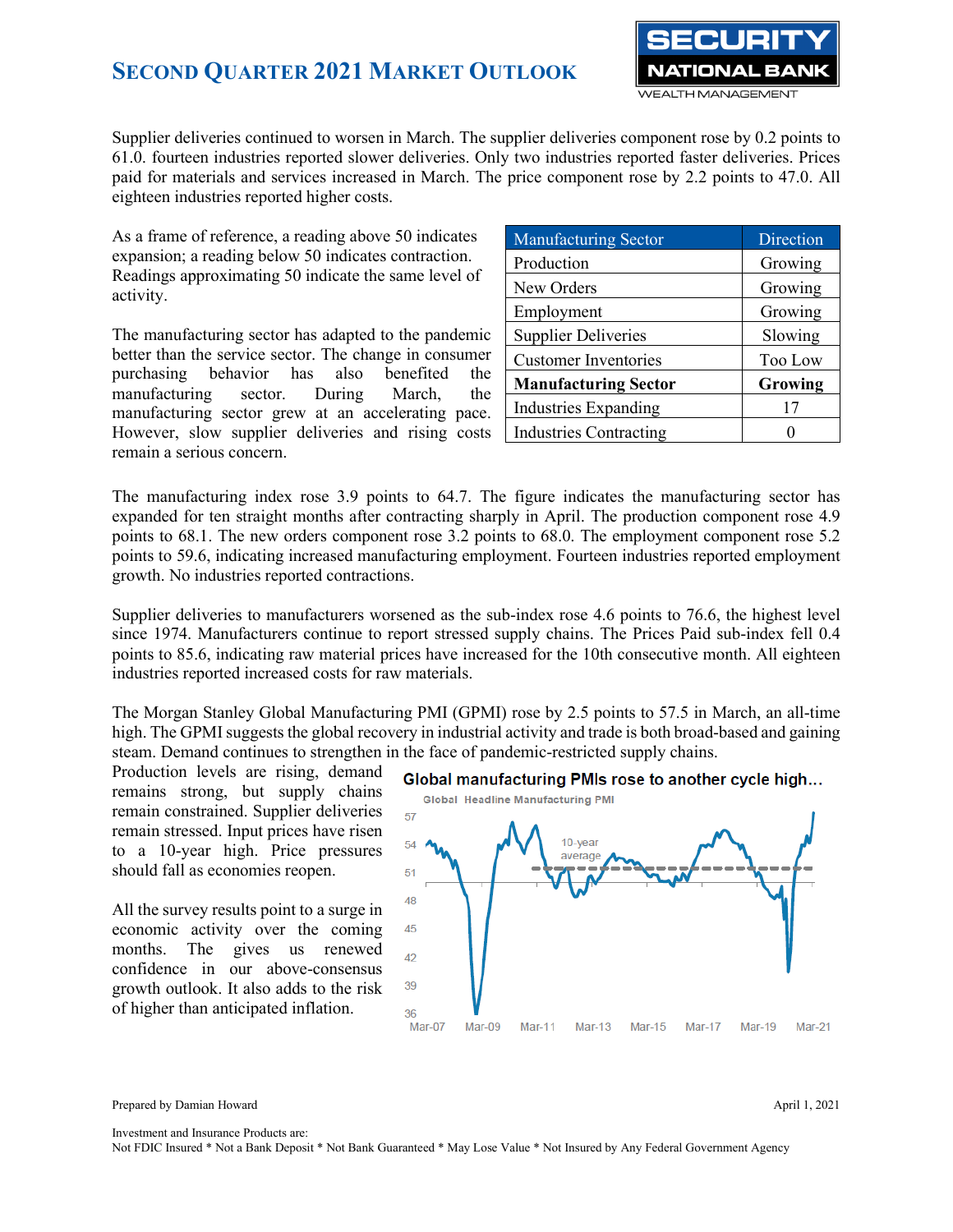Supplier deliveries continued to worsen in March. The supplier deliveries component rose by 0.2 points to 61.0. fourteen industries reported slower deliveries. Only two industries reported faster deliveries. Prices paid for materials and services increased in March. The price component rose by 2.2 points to 47.0. All eighteen industries reported higher costs.

As a frame of reference, a reading above 50 indicates expansion; a reading below 50 indicates contraction. Readings approximating 50 indicate the same level of activity.

| Manufacturing Sector | Direction |
|---|---|
| Production | Growing |
| New Orders | Growing |
| Employment | Growing |
| Supplier Deliveries | Slowing |
| Customer Inventories | Too Low |
| **Manufacturing Sector** | **Growing** |
| Industries Expanding | 17 |
| Industries Contracting | 0 |

The manufacturing sector has adapted to the pandemic better than the service sector. The change in consumer purchasing behavior has also benefited the manufacturing sector. During March, the manufacturing sector grew at an accelerating pace. However, slow supplier deliveries and rising costs remain a serious concern.

The manufacturing index rose 3.9 points to 64.7. The figure indicates the manufacturing sector has expanded for ten straight months after contracting sharply in April. The production component rose 4.9 points to 68.1. The new orders component rose 3.2 points to 68.0. The employment component rose 5.2 points to 59.6, indicating increased manufacturing employment. Fourteen industries reported employment growth. No industries reported contractions.

Supplier deliveries to manufacturers worsened as the sub-index rose 4.6 points to 76.6, the highest level since 1974. Manufacturers continue to report stressed supply chains. The Prices Paid sub-index fell 0.4 points to 85.6, indicating raw material prices have increased for the 10th consecutive month. All eighteen industries reported increased costs for raw materials.

The Morgan Stanley Global Manufacturing PMI (GPMI) rose by 2.5 points to 57.5 in March, an all-time high. The GPMI suggests the global recovery in industrial activity and trade is both broad-based and gaining steam. Demand continues to strengthen in the face of pandemic-restricted supply chains. Production levels are rising, demand remains strong, but supply chains remain constrained. Supplier deliveries remain stressed. Input prices have risen to a 10-year high. Price pressures should fall as economies reopen.

**Global manufacturing PMIs rose to another cycle high...**

All the survey results point to a surge in economic activity over the coming months. The gives us renewed confidence in our above-consensus growth outlook. It also adds to the risk of higher than anticipated inflation.

Prepared by Damian Howard

April 1, 2021

Investment and Insurance Products are:
Not FDIC Insured * Not a Bank Deposit * Not Bank Guaranteed * May Lose Value * Not Insured by Any Federal Government Agency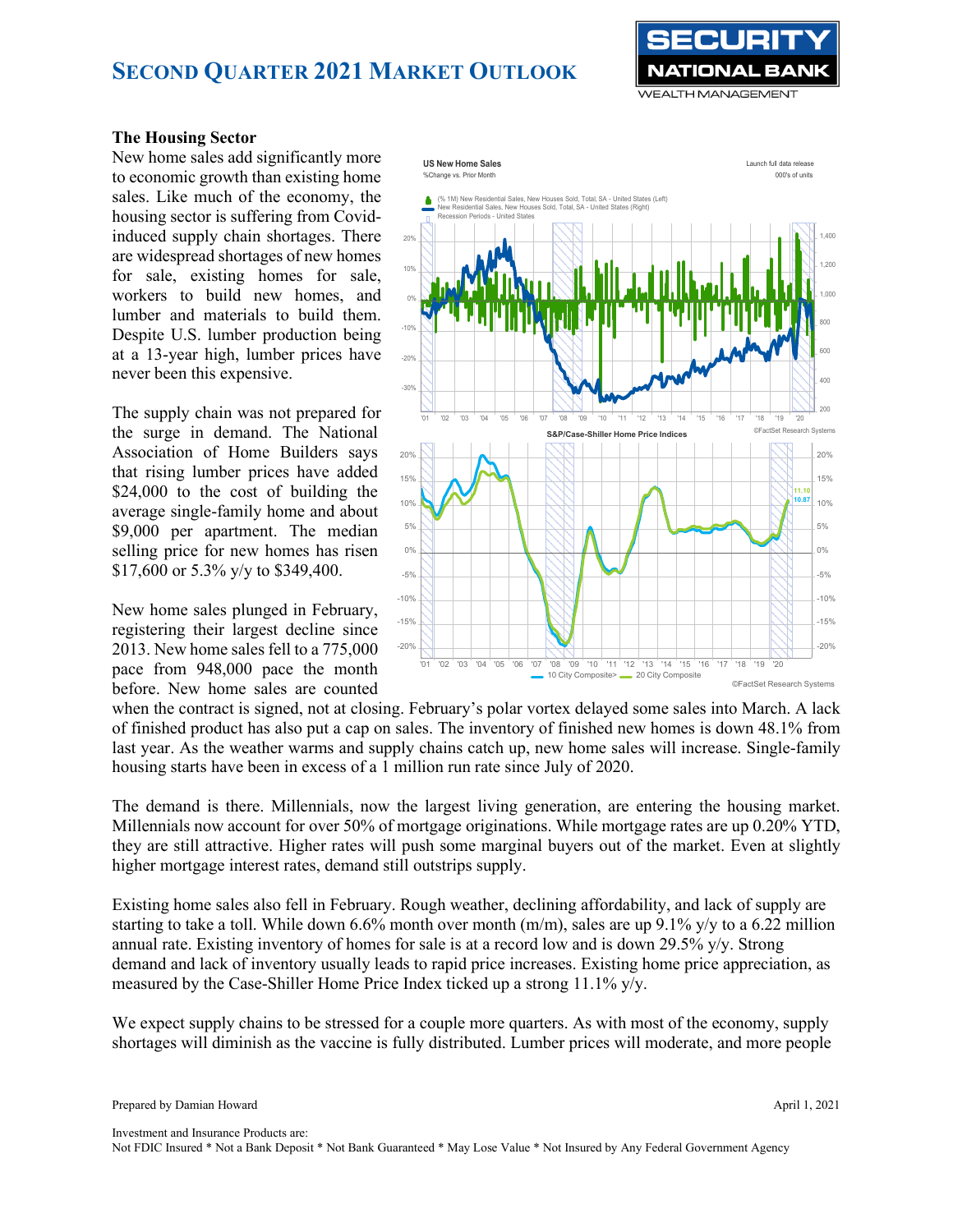## The Housing Sector

New home sales add significantly more to economic growth than existing home sales. Like much of the economy, the housing sector is suffering from Covid-induced supply chain shortages. There are widespread shortages of new homes for sale, existing homes for sale, workers to build new homes, and lumber and materials to build them. Despite U.S. lumber production being at a 13-year high, lumber prices have never been this expensive.

The supply chain was not prepared for the surge in demand. The National Association of Home Builders says that rising lumber prices have added $24,000 to the cost of building the average single-family home and about $9,000 per apartment. The median selling price for new homes has risen $17,600 or 5.3% y/y to $349,400.

New home sales plunged in February, registering their largest decline since 2013. New home sales fell to a 775,000 pace from 948,000 pace the month before. New home sales are counted when the contract is signed, not at closing. February's polar vortex delayed some sales into March. A lack of finished product has also put a cap on sales. The inventory of finished new homes is down 48.1% from last year. As the weather warms and supply chains catch up, new home sales will increase. Single-family housing starts have been in excess of a 1 million run rate since July of 2020.

The demand is there. Millennials, now the largest living generation, are entering the housing market. Millennials now account for over 50% of mortgage originations. While mortgage rates are up 0.20% YTD, they are still attractive. Higher rates will push some marginal buyers out of the market. Even at slightly higher mortgage interest rates, demand still outstrips supply.

Existing home sales also fell in February. Rough weather, declining affordability, and lack of supply are starting to take a toll. While down 6.6% month over month (m/m), sales are up 9.1% y/y to a 6.22 million annual rate. Existing inventory of homes for sale is at a record low and is down 29.5% y/y. Strong demand and lack of inventory usually leads to rapid price increases. Existing home price appreciation, as measured by the Case-Shiller Home Price Index ticked up a strong 11.1% y/y.

We expect supply chains to be stressed for a couple more quarters. As with most of the economy, supply shortages will diminish as the vaccine is fully distributed. Lumber prices will moderate, and more people

Prepared by Damian Howard

April 1, 2021

Investment and Insurance Products are:
Not FDIC Insured * Not a Bank Deposit * Not Bank Guaranteed * May Lose Value * Not Insured by Any Federal Government Agency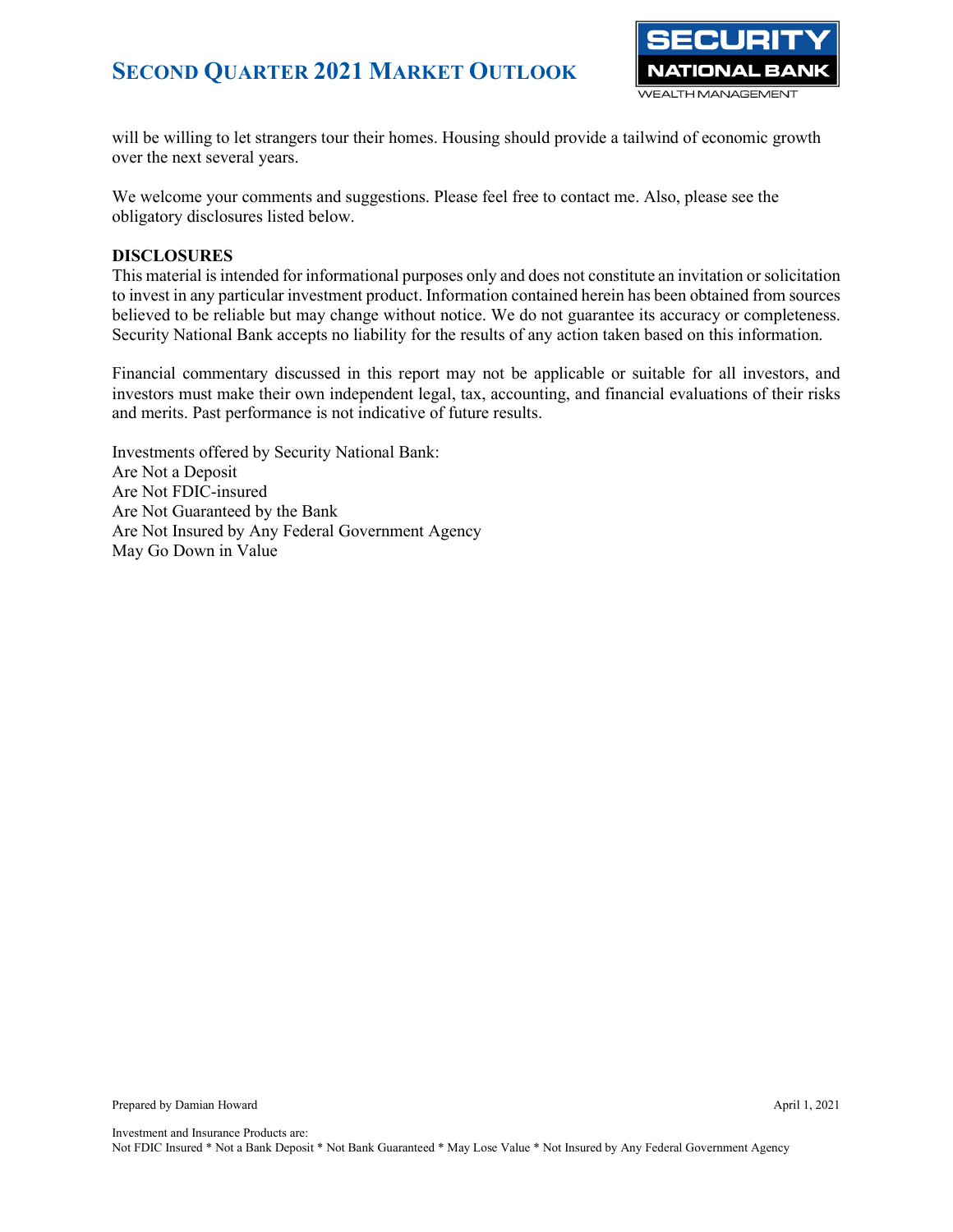will be willing to let strangers tour their homes. Housing should provide a tailwind of economic growth over the next several years.

We welcome your comments and suggestions. Please feel free to contact me. Also, please see the obligatory disclosures listed below.

**DISCLOSURES**

This material is intended for informational purposes only and does not constitute an invitation or solicitation to invest in any particular investment product. Information contained herein has been obtained from sources believed to be reliable but may change without notice. We do not guarantee its accuracy or completeness. Security National Bank accepts no liability for the results of any action taken based on this information.

Financial commentary discussed in this report may not be applicable or suitable for all investors, and investors must make their own independent legal, tax, accounting, and financial evaluations of their risks and merits. Past performance is not indicative of future results.

Investments offered by Security National Bank:
Are Not a Deposit
Are Not FDIC-insured
Are Not Guaranteed by the Bank
Are Not Insured by Any Federal Government Agency
May Go Down in Value